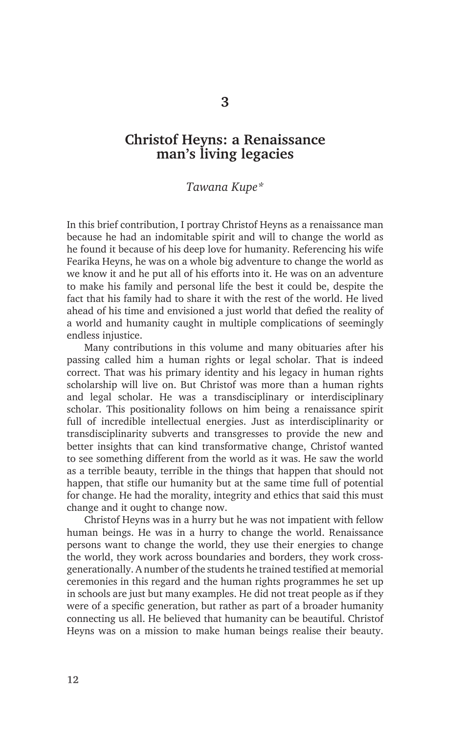# 3

# Christof Heyns: a Renaissance man's living legacies

*Tawana Kupe\**

In this brief contribution, I portray Christof Heyns as a renaissance man because he had an indomitable spirit and will to change the world as he found it because of his deep love for humanity. Referencing his wife Fearika Heyns, he was on a whole big adventure to change the world as we know it and he put all of his efforts into it. He was on an adventure to make his family and personal life the best it could be, despite the fact that his family had to share it with the rest of the world. He lived ahead of his time and envisioned a just world that defied the reality of a world and humanity caught in multiple complications of seemingly endless injustice.

Many contributions in this volume and many obituaries after his passing called him a human rights or legal scholar. That is indeed correct. That was his primary identity and his legacy in human rights scholarship will live on. But Christof was more than a human rights and legal scholar. He was a transdisciplinary or interdisciplinary scholar. This positionality follows on him being a renaissance spirit full of incredible intellectual energies. Just as interdisciplinarity or transdisciplinarity subverts and transgresses to provide the new and better insights that can kind transformative change, Christof wanted to see something different from the world as it was. He saw the world as a terrible beauty, terrible in the things that happen that should not happen, that stifle our humanity but at the same time full of potential for change. He had the morality, integrity and ethics that said this must change and it ought to change now.

Christof Heyns was in a hurry but he was not impatient with fellow human beings. He was in a hurry to change the world. Renaissance persons want to change the world, they use their energies to change the world, they work across boundaries and borders, they work cross-generationally. A number of the students he trained testified at memorial ceremonies in this regard and the human rights programmes he set up in schools are just but many examples. He did not treat people as if they were of a specific generation, but rather as part of a broader humanity connecting us all. He believed that humanity can be beautiful. Christof Heyns was on a mission to make human beings realise their beauty.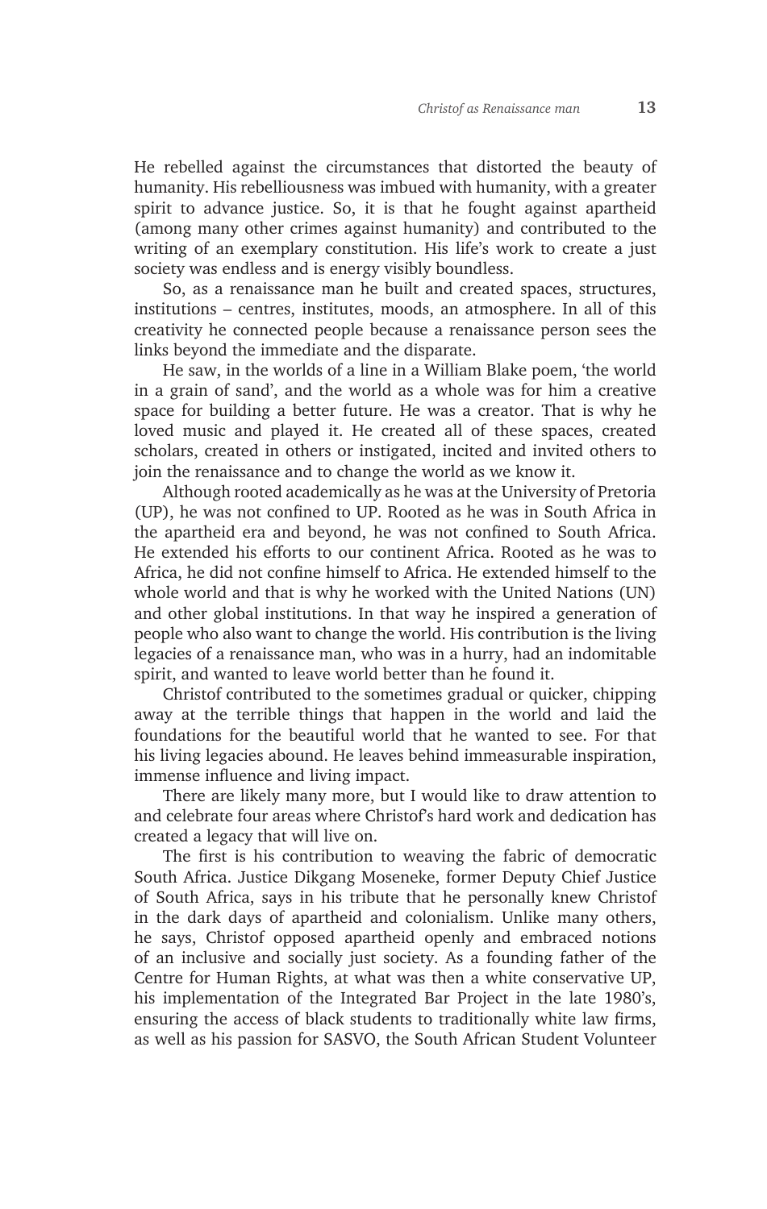He rebelled against the circumstances that distorted the beauty of humanity. His rebelliousness was imbued with humanity, with a greater spirit to advance justice. So, it is that he fought against apartheid (among many other crimes against humanity) and contributed to the writing of an exemplary constitution. His life's work to create a just society was endless and is energy visibly boundless.

So, as a renaissance man he built and created spaces, structures, institutions – centres, institutes, moods, an atmosphere. In all of this creativity he connected people because a renaissance person sees the links beyond the immediate and the disparate.

He saw, in the worlds of a line in a William Blake poem, 'the world in a grain of sand', and the world as a whole was for him a creative space for building a better future. He was a creator. That is why he loved music and played it. He created all of these spaces, created scholars, created in others or instigated, incited and invited others to join the renaissance and to change the world as we know it.

Although rooted academically as he was at the University of Pretoria (UP), he was not confined to UP. Rooted as he was in South Africa in the apartheid era and beyond, he was not confined to South Africa. He extended his efforts to our continent Africa. Rooted as he was to Africa, he did not confine himself to Africa. He extended himself to the whole world and that is why he worked with the United Nations (UN) and other global institutions. In that way he inspired a generation of people who also want to change the world. His contribution is the living legacies of a renaissance man, who was in a hurry, had an indomitable spirit, and wanted to leave world better than he found it.

Christof contributed to the sometimes gradual or quicker, chipping away at the terrible things that happen in the world and laid the foundations for the beautiful world that he wanted to see. For that his living legacies abound. He leaves behind immeasurable inspiration, immense influence and living impact.

There are likely many more, but I would like to draw attention to and celebrate four areas where Christof's hard work and dedication has created a legacy that will live on.

The first is his contribution to weaving the fabric of democratic South Africa. Justice Dikgang Moseneke, former Deputy Chief Justice of South Africa, says in his tribute that he personally knew Christof in the dark days of apartheid and colonialism. Unlike many others, he says, Christof opposed apartheid openly and embraced notions of an inclusive and socially just society. As a founding father of the Centre for Human Rights, at what was then a white conservative UP, his implementation of the Integrated Bar Project in the late 1980's, ensuring the access of black students to traditionally white law firms, as well as his passion for SASVO, the South African Student Volunteer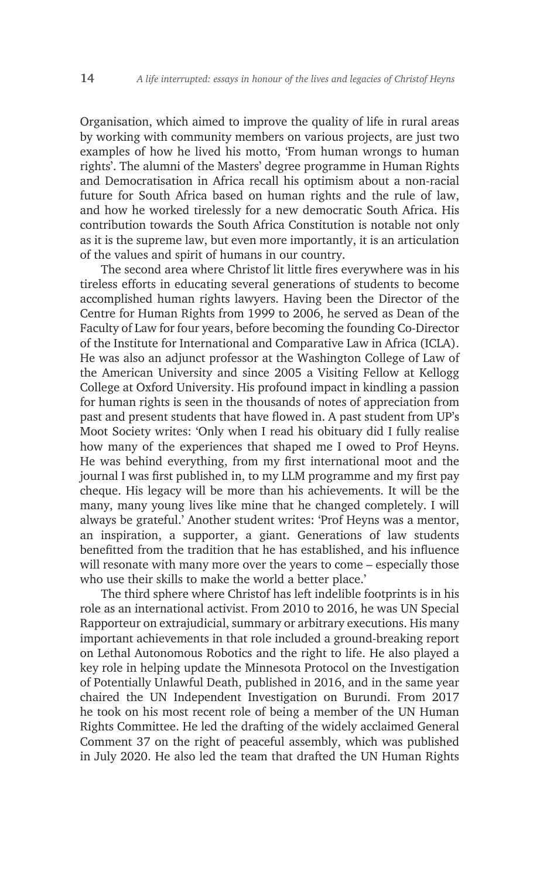Organisation, which aimed to improve the quality of life in rural areas by working with community members on various projects, are just two examples of how he lived his motto, 'From human wrongs to human rights'. The alumni of the Masters' degree programme in Human Rights and Democratisation in Africa recall his optimism about a non-racial future for South Africa based on human rights and the rule of law, and how he worked tirelessly for a new democratic South Africa. His contribution towards the South Africa Constitution is notable not only as it is the supreme law, but even more importantly, it is an articulation of the values and spirit of humans in our country.

The second area where Christof lit little fires everywhere was in his tireless efforts in educating several generations of students to become accomplished human rights lawyers. Having been the Director of the Centre for Human Rights from 1999 to 2006, he served as Dean of the Faculty of Law for four years, before becoming the founding Co-Director of the Institute for International and Comparative Law in Africa (ICLA). He was also an adjunct professor at the Washington College of Law of the American University and since 2005 a Visiting Fellow at Kellogg College at Oxford University. His profound impact in kindling a passion for human rights is seen in the thousands of notes of appreciation from past and present students that have flowed in. A past student from UP's Moot Society writes: 'Only when I read his obituary did I fully realise how many of the experiences that shaped me I owed to Prof Heyns. He was behind everything, from my first international moot and the journal I was first published in, to my LLM programme and my first pay cheque. His legacy will be more than his achievements. It will be the many, many young lives like mine that he changed completely. I will always be grateful.' Another student writes: 'Prof Heyns was a mentor, an inspiration, a supporter, a giant. Generations of law students benefitted from the tradition that he has established, and his influence will resonate with many more over the years to come – especially those who use their skills to make the world a better place.'

The third sphere where Christof has left indelible footprints is in his role as an international activist. From 2010 to 2016, he was UN Special Rapporteur on extrajudicial, summary or arbitrary executions. His many important achievements in that role included a ground-breaking report on Lethal Autonomous Robotics and the right to life. He also played a key role in helping update the Minnesota Protocol on the Investigation of Potentially Unlawful Death, published in 2016, and in the same year chaired the UN Independent Investigation on Burundi. From 2017 he took on his most recent role of being a member of the UN Human Rights Committee. He led the drafting of the widely acclaimed General Comment 37 on the right of peaceful assembly, which was published in July 2020. He also led the team that drafted the UN Human Rights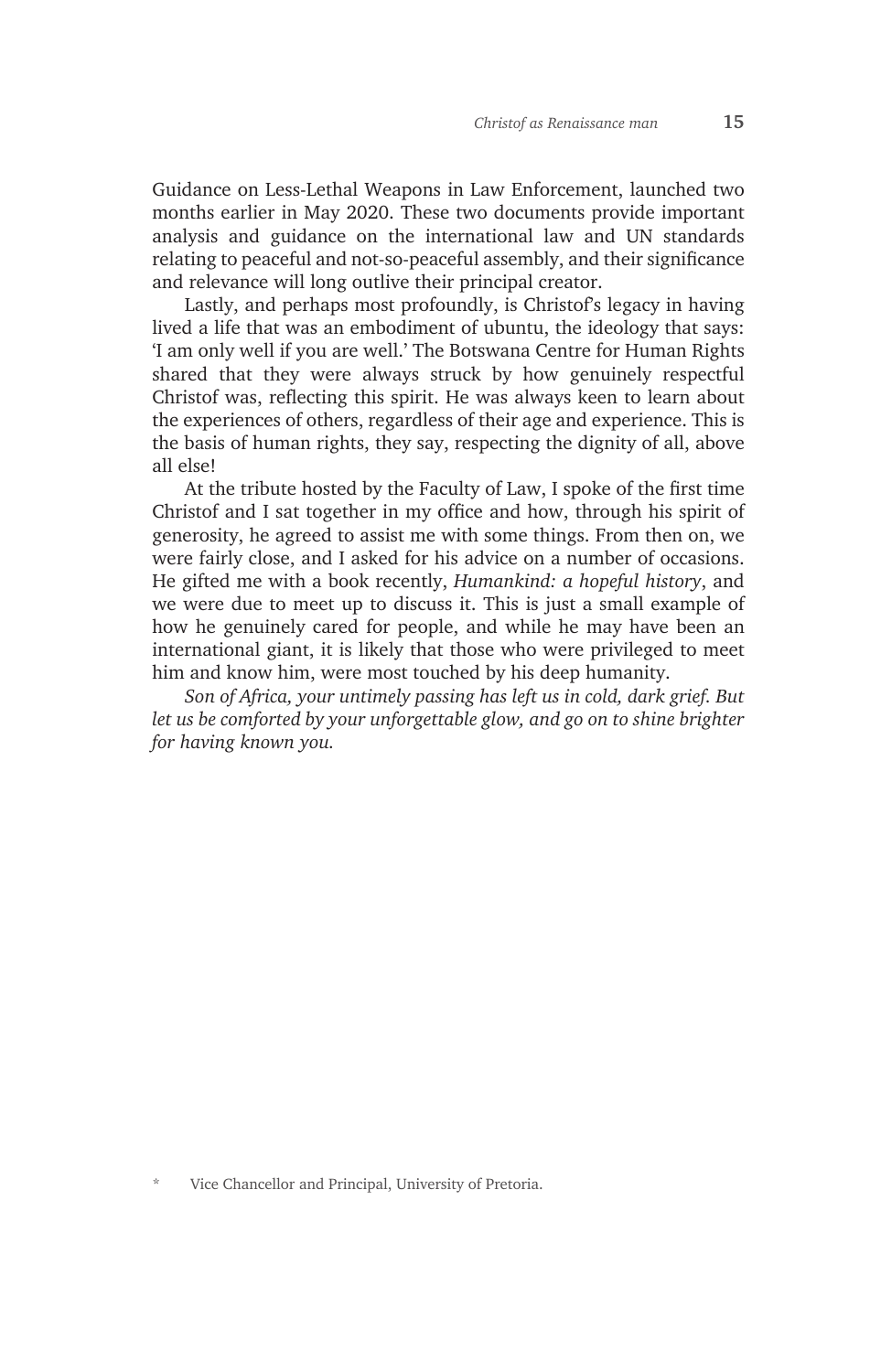Guidance on Less-Lethal Weapons in Law Enforcement, launched two months earlier in May 2020. These two documents provide important analysis and guidance on the international law and UN standards relating to peaceful and not-so-peaceful assembly, and their significance and relevance will long outlive their principal creator.

Lastly, and perhaps most profoundly, is Christof's legacy in having lived a life that was an embodiment of ubuntu, the ideology that says: 'I am only well if you are well.' The Botswana Centre for Human Rights shared that they were always struck by how genuinely respectful Christof was, reflecting this spirit. He was always keen to learn about the experiences of others, regardless of their age and experience. This is the basis of human rights, they say, respecting the dignity of all, above all else!

At the tribute hosted by the Faculty of Law, I spoke of the first time Christof and I sat together in my office and how, through his spirit of generosity, he agreed to assist me with some things. From then on, we were fairly close, and I asked for his advice on a number of occasions. He gifted me with a book recently, *Humankind: a hopeful history*, and we were due to meet up to discuss it. This is just a small example of how he genuinely cared for people, and while he may have been an international giant, it is likely that those who were privileged to meet him and know him, were most touched by his deep humanity.

*Son of Africa, your untimely passing has left us in cold, dark grief. But let us be comforted by your unforgettable glow, and go on to shine brighter for having known you.*

\* Vice Chancellor and Principal, University of Pretoria.